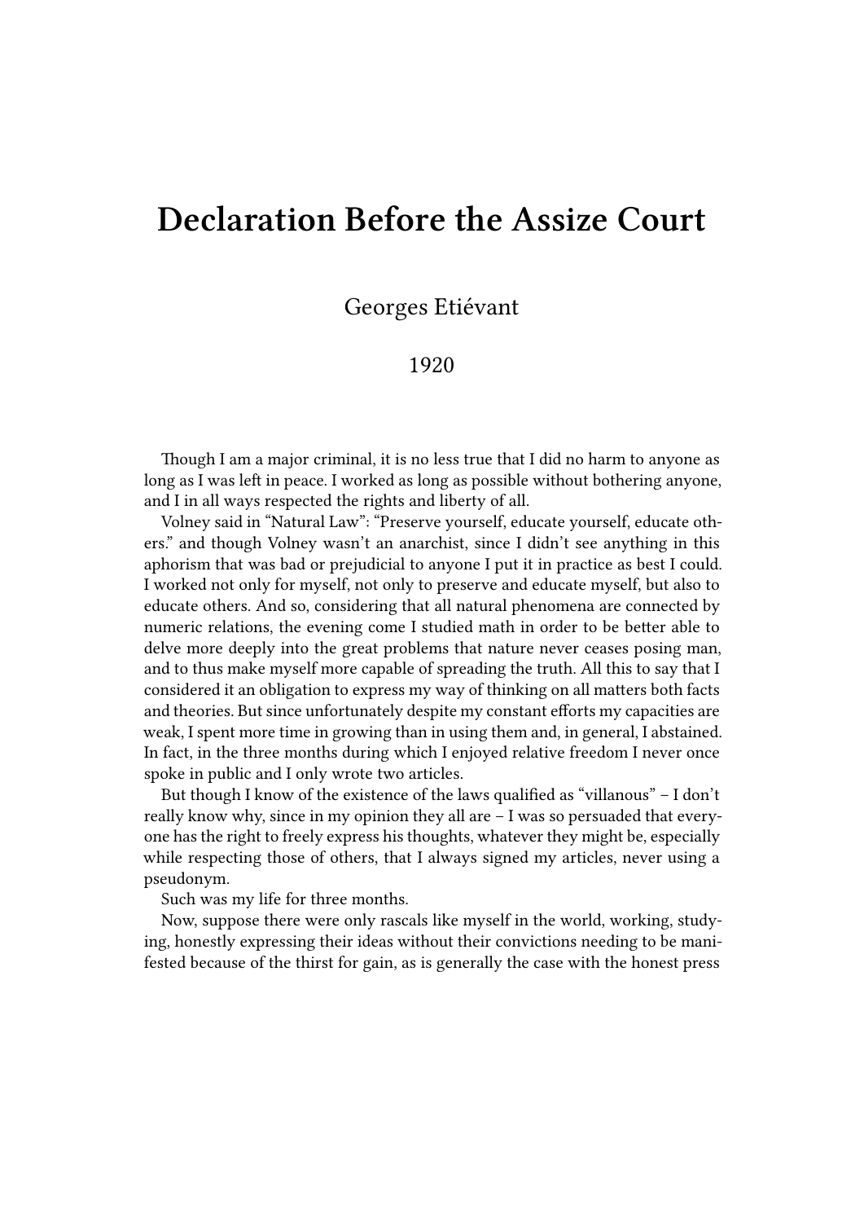# Declaration Before the Assize Court

Georges Etiévant

1920

Though I am a major criminal, it is no less true that I did no harm to anyone as long as I was left in peace. I worked as long as possible without bothering anyone, and I in all ways respected the rights and liberty of all.

Volney said in "Natural Law": "Preserve yourself, educate yourself, educate others." and though Volney wasn't an anarchist, since I didn't see anything in this aphorism that was bad or prejudicial to anyone I put it in practice as best I could. I worked not only for myself, not only to preserve and educate myself, but also to educate others. And so, considering that all natural phenomena are connected by numeric relations, the evening come I studied math in order to be better able to delve more deeply into the great problems that nature never ceases posing man, and to thus make myself more capable of spreading the truth. All this to say that I considered it an obligation to express my way of thinking on all matters both facts and theories. But since unfortunately despite my constant efforts my capacities are weak, I spent more time in growing than in using them and, in general, I abstained. In fact, in the three months during which I enjoyed relative freedom I never once spoke in public and I only wrote two articles.

But though I know of the existence of the laws qualified as "villanous" – I don't really know why, since in my opinion they all are – I was so persuaded that everyone has the right to freely express his thoughts, whatever they might be, especially while respecting those of others, that I always signed my articles, never using a pseudonym.

Such was my life for three months.

Now, suppose there were only rascals like myself in the world, working, studying, honestly expressing their ideas without their convictions needing to be manifested because of the thirst for gain, as is generally the case with the honest press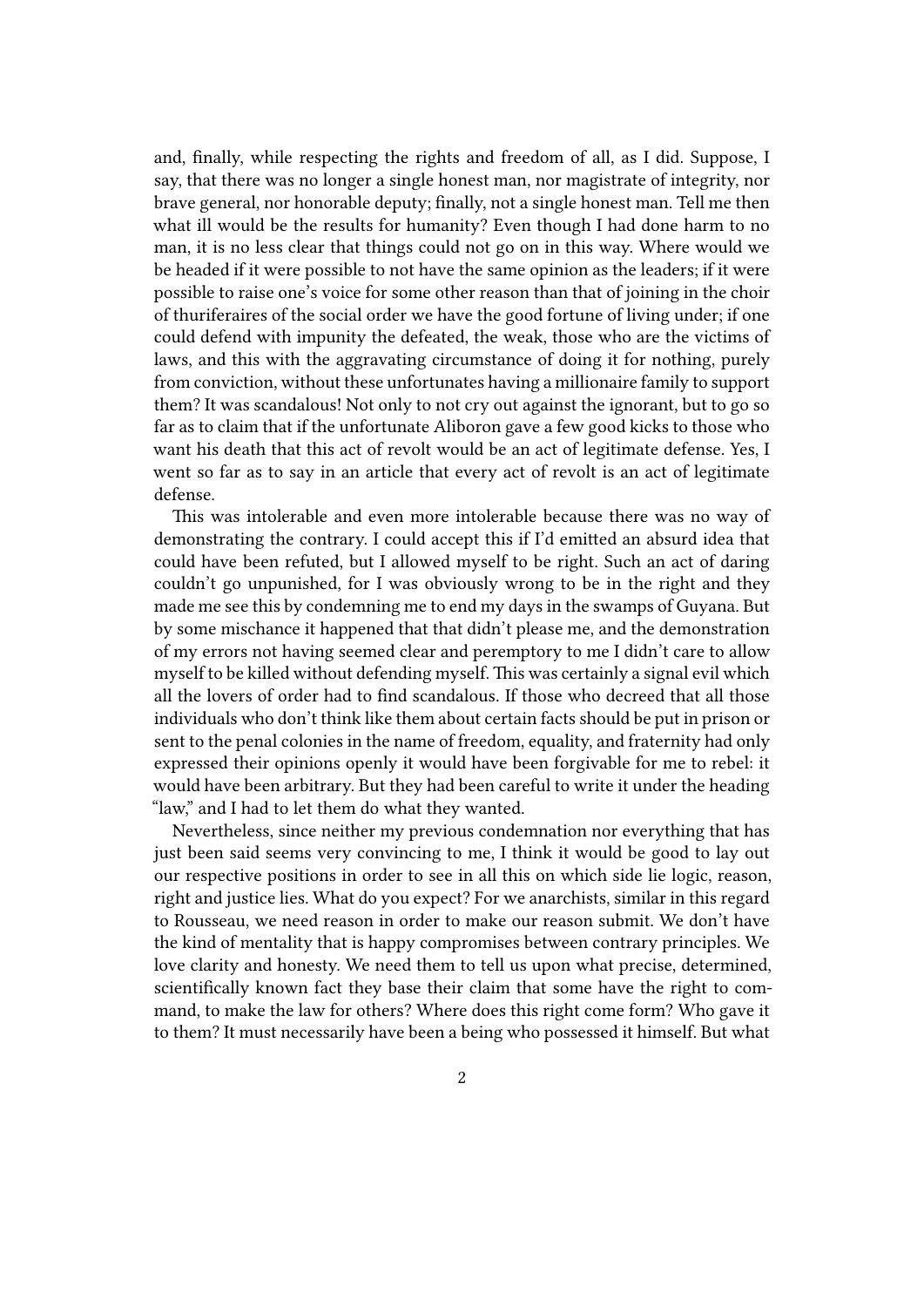and, finally, while respecting the rights and freedom of all, as I did. Suppose, I say, that there was no longer a single honest man, nor magistrate of integrity, nor brave general, nor honorable deputy; finally, not a single honest man. Tell me then what ill would be the results for humanity? Even though I had done harm to no man, it is no less clear that things could not go on in this way. Where would we be headed if it were possible to not have the same opinion as the leaders; if it were possible to raise one's voice for some other reason than that of joining in the choir of thuriferaires of the social order we have the good fortune of living under; if one could defend with impunity the defeated, the weak, those who are the victims of laws, and this with the aggravating circumstance of doing it for nothing, purely from conviction, without these unfortunates having a millionaire family to support them? It was scandalous! Not only to not cry out against the ignorant, but to go so far as to claim that if the unfortunate Aliboron gave a few good kicks to those who want his death that this act of revolt would be an act of legitimate defense. Yes, I went so far as to say in an article that every act of revolt is an act of legitimate defense.

This was intolerable and even more intolerable because there was no way of demonstrating the contrary. I could accept this if I'd emitted an absurd idea that could have been refuted, but I allowed myself to be right. Such an act of daring couldn't go unpunished, for I was obviously wrong to be in the right and they made me see this by condemning me to end my days in the swamps of Guyana. But by some mischance it happened that that didn't please me, and the demonstration of my errors not having seemed clear and peremptory to me I didn't care to allow myself to be killed without defending myself. This was certainly a signal evil which all the lovers of order had to find scandalous. If those who decreed that all those individuals who don't think like them about certain facts should be put in prison or sent to the penal colonies in the name of freedom, equality, and fraternity had only expressed their opinions openly it would have been forgivable for me to rebel: it would have been arbitrary. But they had been careful to write it under the heading "law," and I had to let them do what they wanted.

Nevertheless, since neither my previous condemnation nor everything that has just been said seems very convincing to me, I think it would be good to lay out our respective positions in order to see in all this on which side lie logic, reason, right and justice lies. What do you expect? For we anarchists, similar in this regard to Rousseau, we need reason in order to make our reason submit. We don't have the kind of mentality that is happy compromises between contrary principles. We love clarity and honesty. We need them to tell us upon what precise, determined, scientifically known fact they base their claim that some have the right to command, to make the law for others? Where does this right come form? Who gave it to them? It must necessarily have been a being who possessed it himself. But what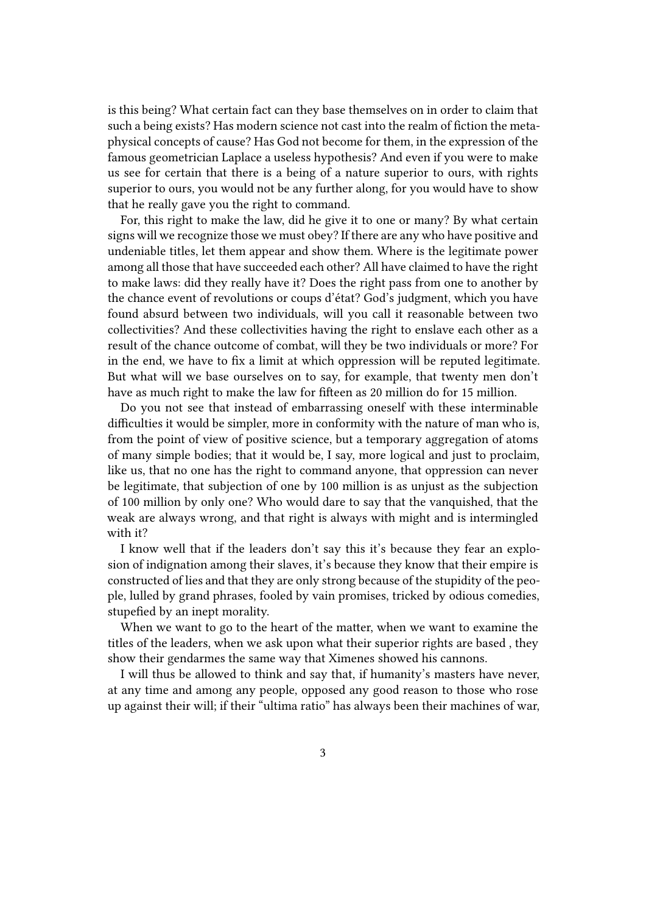is this being? What certain fact can they base themselves on in order to claim that such a being exists? Has modern science not cast into the realm of fiction the metaphysical concepts of cause? Has God not become for them, in the expression of the famous geometrician Laplace a useless hypothesis? And even if you were to make us see for certain that there is a being of a nature superior to ours, with rights superior to ours, you would not be any further along, for you would have to show that he really gave you the right to command.

For, this right to make the law, did he give it to one or many? By what certain signs will we recognize those we must obey? If there are any who have positive and undeniable titles, let them appear and show them. Where is the legitimate power among all those that have succeeded each other? All have claimed to have the right to make laws: did they really have it? Does the right pass from one to another by the chance event of revolutions or coups d'état? God's judgment, which you have found absurd between two individuals, will you call it reasonable between two collectivities? And these collectivities having the right to enslave each other as a result of the chance outcome of combat, will they be two individuals or more? For in the end, we have to fix a limit at which oppression will be reputed legitimate. But what will we base ourselves on to say, for example, that twenty men don't have as much right to make the law for fifteen as 20 million do for 15 million.

Do you not see that instead of embarrassing oneself with these interminable difficulties it would be simpler, more in conformity with the nature of man who is, from the point of view of positive science, but a temporary aggregation of atoms of many simple bodies; that it would be, I say, more logical and just to proclaim, like us, that no one has the right to command anyone, that oppression can never be legitimate, that subjection of one by 100 million is as unjust as the subjection of 100 million by only one? Who would dare to say that the vanquished, that the weak are always wrong, and that right is always with might and is intermingled with it?

I know well that if the leaders don't say this it's because they fear an explosion of indignation among their slaves, it's because they know that their empire is constructed of lies and that they are only strong because of the stupidity of the people, lulled by grand phrases, fooled by vain promises, tricked by odious comedies, stupefied by an inept morality.

When we want to go to the heart of the matter, when we want to examine the titles of the leaders, when we ask upon what their superior rights are based , they show their gendarmes the same way that Ximenes showed his cannons.

I will thus be allowed to think and say that, if humanity's masters have never, at any time and among any people, opposed any good reason to those who rose up against their will; if their "ultima ratio" has always been their machines of war,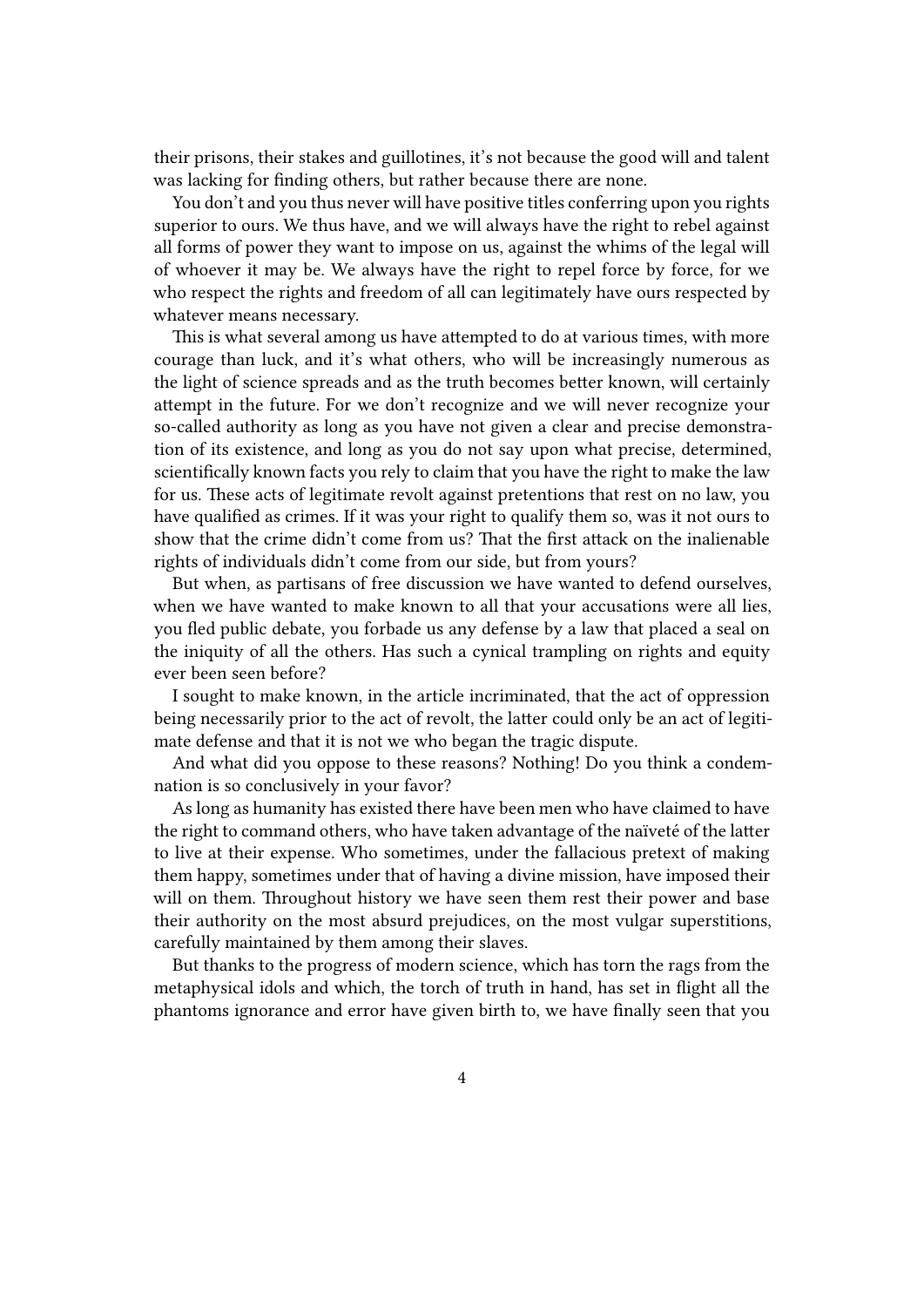their prisons, their stakes and guillotines, it's not because the good will and talent was lacking for finding others, but rather because there are none.

You don't and you thus never will have positive titles conferring upon you rights superior to ours. We thus have, and we will always have the right to rebel against all forms of power they want to impose on us, against the whims of the legal will of whoever it may be. We always have the right to repel force by force, for we who respect the rights and freedom of all can legitimately have ours respected by whatever means necessary.

This is what several among us have attempted to do at various times, with more courage than luck, and it's what others, who will be increasingly numerous as the light of science spreads and as the truth becomes better known, will certainly attempt in the future. For we don't recognize and we will never recognize your so-called authority as long as you have not given a clear and precise demonstration of its existence, and long as you do not say upon what precise, determined, scientifically known facts you rely to claim that you have the right to make the law for us. These acts of legitimate revolt against pretentions that rest on no law, you have qualified as crimes. If it was your right to qualify them so, was it not ours to show that the crime didn't come from us? That the first attack on the inalienable rights of individuals didn't come from our side, but from yours?

But when, as partisans of free discussion we have wanted to defend ourselves, when we have wanted to make known to all that your accusations were all lies, you fled public debate, you forbade us any defense by a law that placed a seal on the iniquity of all the others. Has such a cynical trampling on rights and equity ever been seen before?

I sought to make known, in the article incriminated, that the act of oppression being necessarily prior to the act of revolt, the latter could only be an act of legitimate defense and that it is not we who began the tragic dispute.

And what did you oppose to these reasons? Nothing! Do you think a condemnation is so conclusively in your favor?

As long as humanity has existed there have been men who have claimed to have the right to command others, who have taken advantage of the naïveté of the latter to live at their expense. Who sometimes, under the fallacious pretext of making them happy, sometimes under that of having a divine mission, have imposed their will on them. Throughout history we have seen them rest their power and base their authority on the most absurd prejudices, on the most vulgar superstitions, carefully maintained by them among their slaves.

But thanks to the progress of modern science, which has torn the rags from the metaphysical idols and which, the torch of truth in hand, has set in flight all the phantoms ignorance and error have given birth to, we have finally seen that you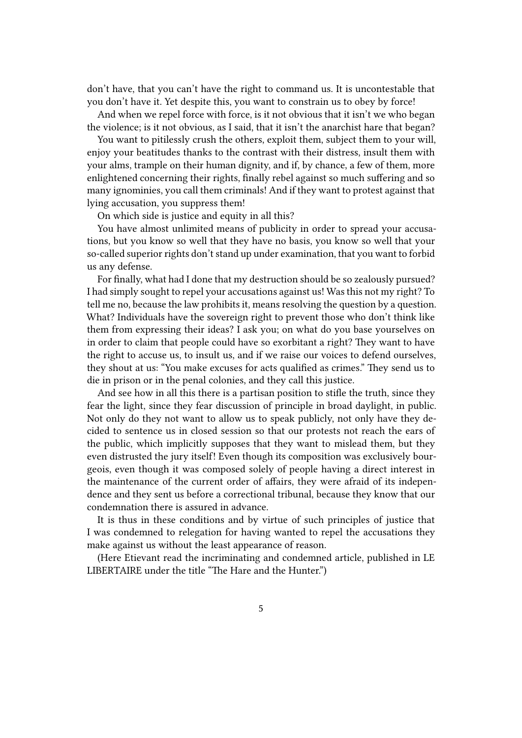don't have, that you can't have the right to command us. It is uncontestable that you don't have it. Yet despite this, you want to constrain us to obey by force!

And when we repel force with force, is it not obvious that it isn't we who began the violence; is it not obvious, as I said, that it isn't the anarchist hare that began?

You want to pitilessly crush the others, exploit them, subject them to your will, enjoy your beatitudes thanks to the contrast with their distress, insult them with your alms, trample on their human dignity, and if, by chance, a few of them, more enlightened concerning their rights, finally rebel against so much suffering and so many ignominies, you call them criminals! And if they want to protest against that lying accusation, you suppress them!

On which side is justice and equity in all this?

You have almost unlimited means of publicity in order to spread your accusations, but you know so well that they have no basis, you know so well that your so-called superior rights don't stand up under examination, that you want to forbid us any defense.

For finally, what had I done that my destruction should be so zealously pursued? I had simply sought to repel your accusations against us! Was this not my right? To tell me no, because the law prohibits it, means resolving the question by a question. What? Individuals have the sovereign right to prevent those who don't think like them from expressing their ideas? I ask you; on what do you base yourselves on in order to claim that people could have so exorbitant a right? They want to have the right to accuse us, to insult us, and if we raise our voices to defend ourselves, they shout at us: "You make excuses for acts qualified as crimes." They send us to die in prison or in the penal colonies, and they call this justice.

And see how in all this there is a partisan position to stifle the truth, since they fear the light, since they fear discussion of principle in broad daylight, in public. Not only do they not want to allow us to speak publicly, not only have they decided to sentence us in closed session so that our protests not reach the ears of the public, which implicitly supposes that they want to mislead them, but they even distrusted the jury itself! Even though its composition was exclusively bourgeois, even though it was composed solely of people having a direct interest in the maintenance of the current order of affairs, they were afraid of its independence and they sent us before a correctional tribunal, because they know that our condemnation there is assured in advance.

It is thus in these conditions and by virtue of such principles of justice that I was condemned to relegation for having wanted to repel the accusations they make against us without the least appearance of reason.

(Here Etievant read the incriminating and condemned article, published in LE LIBERTAIRE under the title "The Hare and the Hunter.")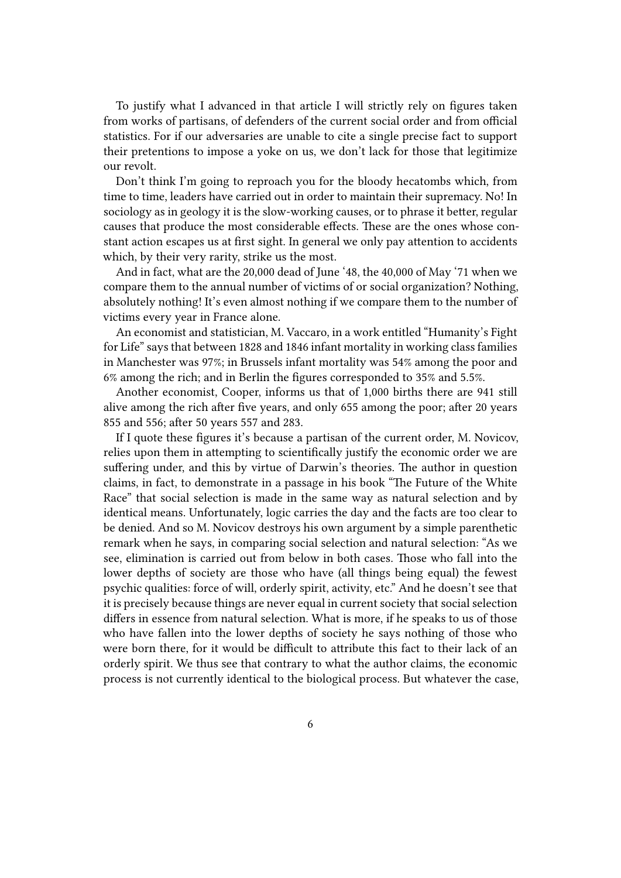To justify what I advanced in that article I will strictly rely on figures taken from works of partisans, of defenders of the current social order and from official statistics. For if our adversaries are unable to cite a single precise fact to support their pretentions to impose a yoke on us, we don't lack for those that legitimize our revolt.

Don't think I'm going to reproach you for the bloody hecatombs which, from time to time, leaders have carried out in order to maintain their supremacy. No! In sociology as in geology it is the slow-working causes, or to phrase it better, regular causes that produce the most considerable effects. These are the ones whose constant action escapes us at first sight. In general we only pay attention to accidents which, by their very rarity, strike us the most.

And in fact, what are the 20,000 dead of June '48, the 40,000 of May '71 when we compare them to the annual number of victims of or social organization? Nothing, absolutely nothing! It's even almost nothing if we compare them to the number of victims every year in France alone.

An economist and statistician, M. Vaccaro, in a work entitled "Humanity's Fight for Life" says that between 1828 and 1846 infant mortality in working class families in Manchester was 97%; in Brussels infant mortality was 54% among the poor and 6% among the rich; and in Berlin the figures corresponded to 35% and 5.5%.

Another economist, Cooper, informs us that of 1,000 births there are 941 still alive among the rich after five years, and only 655 among the poor; after 20 years 855 and 556; after 50 years 557 and 283.

If I quote these figures it's because a partisan of the current order, M. Novicov, relies upon them in attempting to scientifically justify the economic order we are suffering under, and this by virtue of Darwin's theories. The author in question claims, in fact, to demonstrate in a passage in his book "The Future of the White Race" that social selection is made in the same way as natural selection and by identical means. Unfortunately, logic carries the day and the facts are too clear to be denied. And so M. Novicov destroys his own argument by a simple parenthetic remark when he says, in comparing social selection and natural selection: "As we see, elimination is carried out from below in both cases. Those who fall into the lower depths of society are those who have (all things being equal) the fewest psychic qualities: force of will, orderly spirit, activity, etc." And he doesn't see that it is precisely because things are never equal in current society that social selection differs in essence from natural selection. What is more, if he speaks to us of those who have fallen into the lower depths of society he says nothing of those who were born there, for it would be difficult to attribute this fact to their lack of an orderly spirit. We thus see that contrary to what the author claims, the economic process is not currently identical to the biological process. But whatever the case,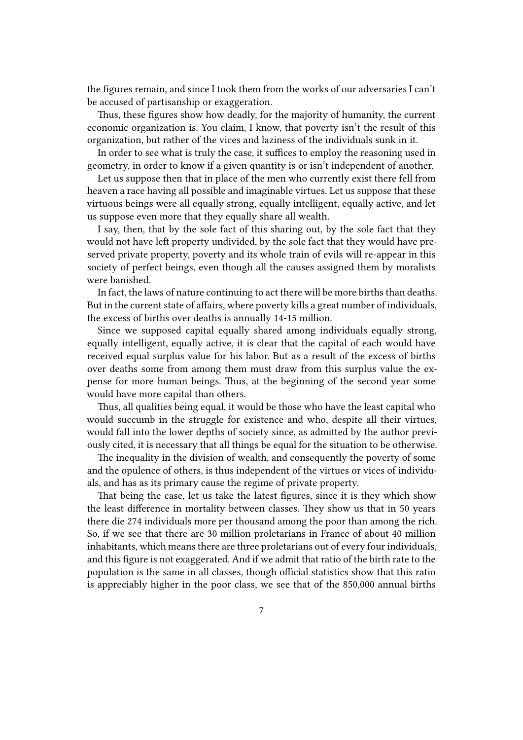the figures remain, and since I took them from the works of our adversaries I can't be accused of partisanship or exaggeration.

Thus, these figures show how deadly, for the majority of humanity, the current economic organization is. You claim, I know, that poverty isn't the result of this organization, but rather of the vices and laziness of the individuals sunk in it.

In order to see what is truly the case, it suffices to employ the reasoning used in geometry, in order to know if a given quantity is or isn't independent of another.

Let us suppose then that in place of the men who currently exist there fell from heaven a race having all possible and imaginable virtues. Let us suppose that these virtuous beings were all equally strong, equally intelligent, equally active, and let us suppose even more that they equally share all wealth.

I say, then, that by the sole fact of this sharing out, by the sole fact that they would not have left property undivided, by the sole fact that they would have preserved private property, poverty and its whole train of evils will re-appear in this society of perfect beings, even though all the causes assigned them by moralists were banished.

In fact, the laws of nature continuing to act there will be more births than deaths. But in the current state of affairs, where poverty kills a great number of individuals, the excess of births over deaths is annually 14-15 million.

Since we supposed capital equally shared among individuals equally strong, equally intelligent, equally active, it is clear that the capital of each would have received equal surplus value for his labor. But as a result of the excess of births over deaths some from among them must draw from this surplus value the expense for more human beings. Thus, at the beginning of the second year some would have more capital than others.

Thus, all qualities being equal, it would be those who have the least capital who would succumb in the struggle for existence and who, despite all their virtues, would fall into the lower depths of society since, as admitted by the author previously cited, it is necessary that all things be equal for the situation to be otherwise.

The inequality in the division of wealth, and consequently the poverty of some and the opulence of others, is thus independent of the virtues or vices of individuals, and has as its primary cause the regime of private property.

That being the case, let us take the latest figures, since it is they which show the least difference in mortality between classes. They show us that in 50 years there die 274 individuals more per thousand among the poor than among the rich. So, if we see that there are 30 million proletarians in France of about 40 million inhabitants, which means there are three proletarians out of every four individuals, and this figure is not exaggerated. And if we admit that ratio of the birth rate to the population is the same in all classes, though official statistics show that this ratio is appreciably higher in the poor class, we see that of the 850,000 annual births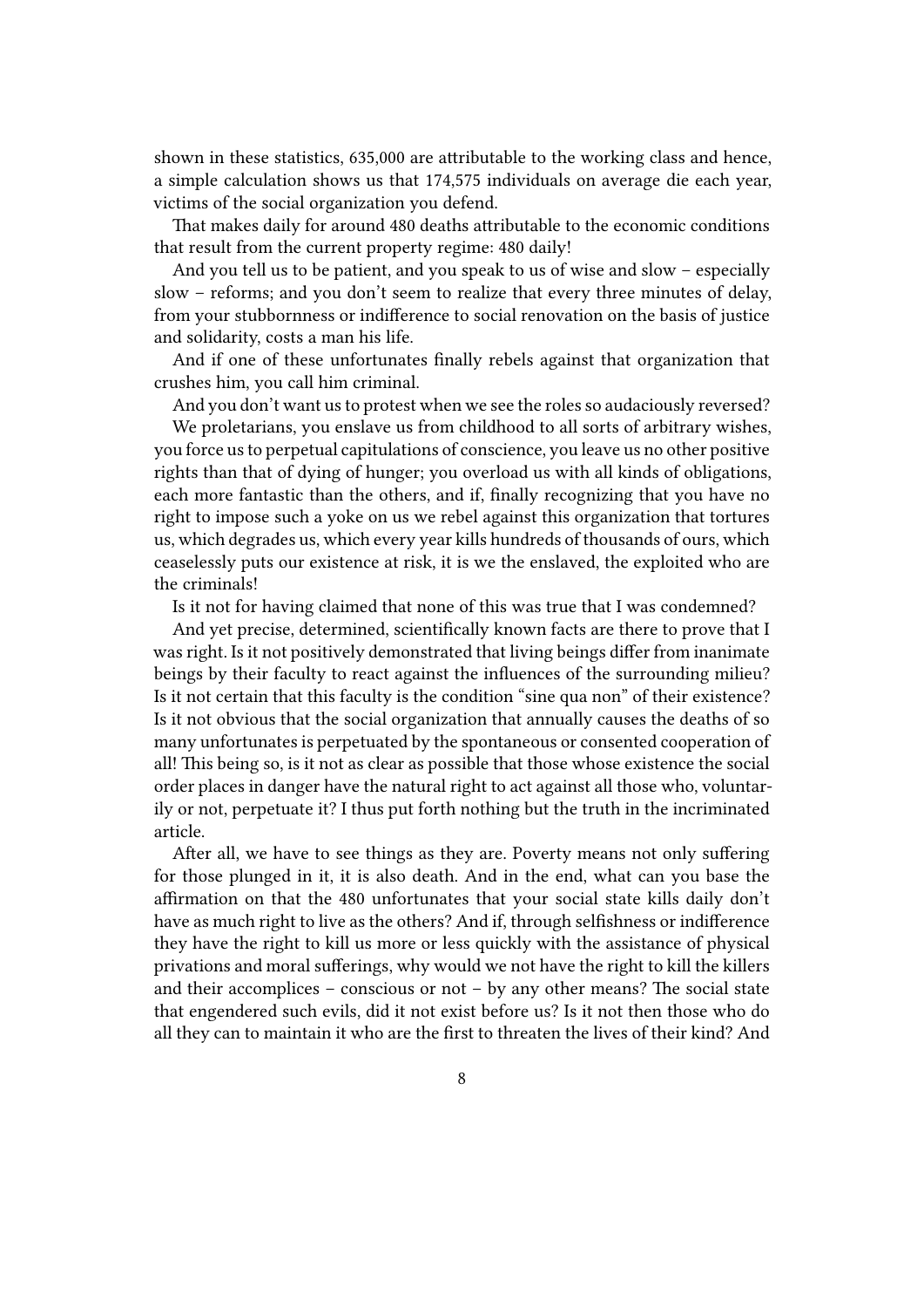shown in these statistics, 635,000 are attributable to the working class and hence, a simple calculation shows us that 174,575 individuals on average die each year, victims of the social organization you defend.

That makes daily for around 480 deaths attributable to the economic conditions that result from the current property regime: 480 daily!

And you tell us to be patient, and you speak to us of wise and slow – especially slow – reforms; and you don't seem to realize that every three minutes of delay, from your stubbornness or indifference to social renovation on the basis of justice and solidarity, costs a man his life.

And if one of these unfortunates finally rebels against that organization that crushes him, you call him criminal.

And you don't want us to protest when we see the roles so audaciously reversed?

We proletarians, you enslave us from childhood to all sorts of arbitrary wishes, you force us to perpetual capitulations of conscience, you leave us no other positive rights than that of dying of hunger; you overload us with all kinds of obligations, each more fantastic than the others, and if, finally recognizing that you have no right to impose such a yoke on us we rebel against this organization that tortures us, which degrades us, which every year kills hundreds of thousands of ours, which ceaselessly puts our existence at risk, it is we the enslaved, the exploited who are the criminals!

Is it not for having claimed that none of this was true that I was condemned?

And yet precise, determined, scientifically known facts are there to prove that I was right. Is it not positively demonstrated that living beings differ from inanimate beings by their faculty to react against the influences of the surrounding milieu? Is it not certain that this faculty is the condition "sine qua non" of their existence? Is it not obvious that the social organization that annually causes the deaths of so many unfortunates is perpetuated by the spontaneous or consented cooperation of all! This being so, is it not as clear as possible that those whose existence the social order places in danger have the natural right to act against all those who, voluntarily or not, perpetuate it? I thus put forth nothing but the truth in the incriminated article.

After all, we have to see things as they are. Poverty means not only suffering for those plunged in it, it is also death. And in the end, what can you base the affirmation on that the 480 unfortunates that your social state kills daily don't have as much right to live as the others? And if, through selfishness or indifference they have the right to kill us more or less quickly with the assistance of physical privations and moral sufferings, why would we not have the right to kill the killers and their accomplices – conscious or not – by any other means? The social state that engendered such evils, did it not exist before us? Is it not then those who do all they can to maintain it who are the first to threaten the lives of their kind? And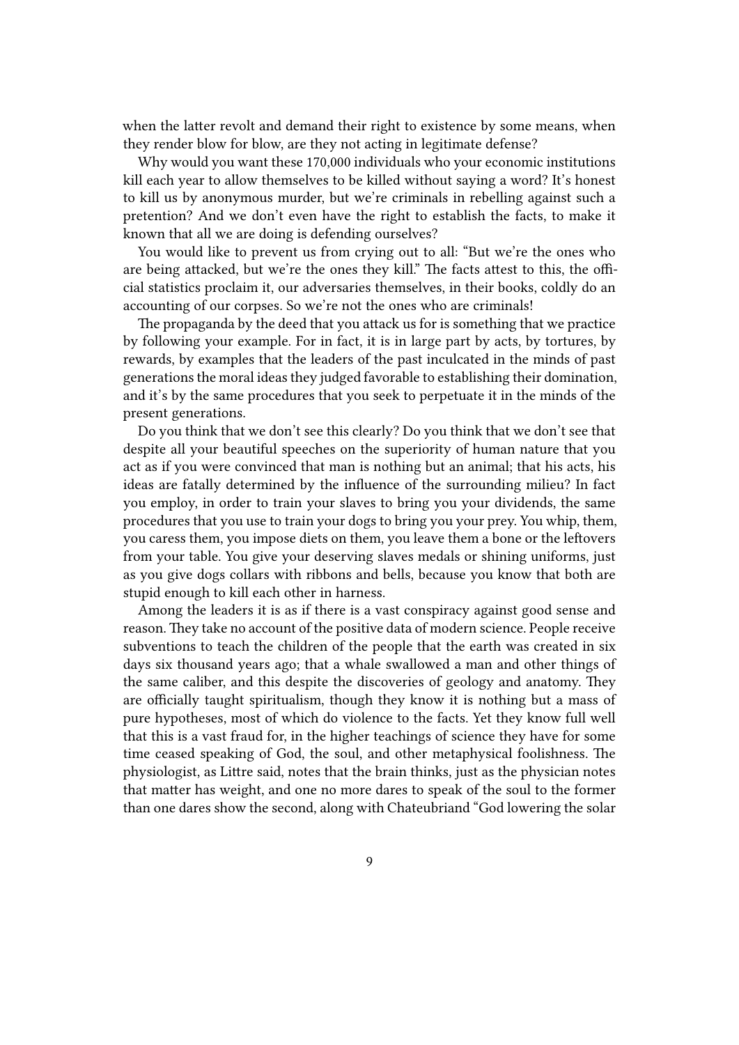when the latter revolt and demand their right to existence by some means, when they render blow for blow, are they not acting in legitimate defense?

Why would you want these 170,000 individuals who your economic institutions kill each year to allow themselves to be killed without saying a word? It's honest to kill us by anonymous murder, but we're criminals in rebelling against such a pretention? And we don't even have the right to establish the facts, to make it known that all we are doing is defending ourselves?

You would like to prevent us from crying out to all: "But we're the ones who are being attacked, but we're the ones they kill." The facts attest to this, the official statistics proclaim it, our adversaries themselves, in their books, coldly do an accounting of our corpses. So we're not the ones who are criminals!

The propaganda by the deed that you attack us for is something that we practice by following your example. For in fact, it is in large part by acts, by tortures, by rewards, by examples that the leaders of the past inculcated in the minds of past generations the moral ideas they judged favorable to establishing their domination, and it's by the same procedures that you seek to perpetuate it in the minds of the present generations.

Do you think that we don't see this clearly? Do you think that we don't see that despite all your beautiful speeches on the superiority of human nature that you act as if you were convinced that man is nothing but an animal; that his acts, his ideas are fatally determined by the influence of the surrounding milieu? In fact you employ, in order to train your slaves to bring you your dividends, the same procedures that you use to train your dogs to bring you your prey. You whip, them, you caress them, you impose diets on them, you leave them a bone or the leftovers from your table. You give your deserving slaves medals or shining uniforms, just as you give dogs collars with ribbons and bells, because you know that both are stupid enough to kill each other in harness.

Among the leaders it is as if there is a vast conspiracy against good sense and reason. They take no account of the positive data of modern science. People receive subventions to teach the children of the people that the earth was created in six days six thousand years ago; that a whale swallowed a man and other things of the same caliber, and this despite the discoveries of geology and anatomy. They are officially taught spiritualism, though they know it is nothing but a mass of pure hypotheses, most of which do violence to the facts. Yet they know full well that this is a vast fraud for, in the higher teachings of science they have for some time ceased speaking of God, the soul, and other metaphysical foolishness. The physiologist, as Littre said, notes that the brain thinks, just as the physician notes that matter has weight, and one no more dares to speak of the soul to the former than one dares show the second, along with Chateubriand "God lowering the solar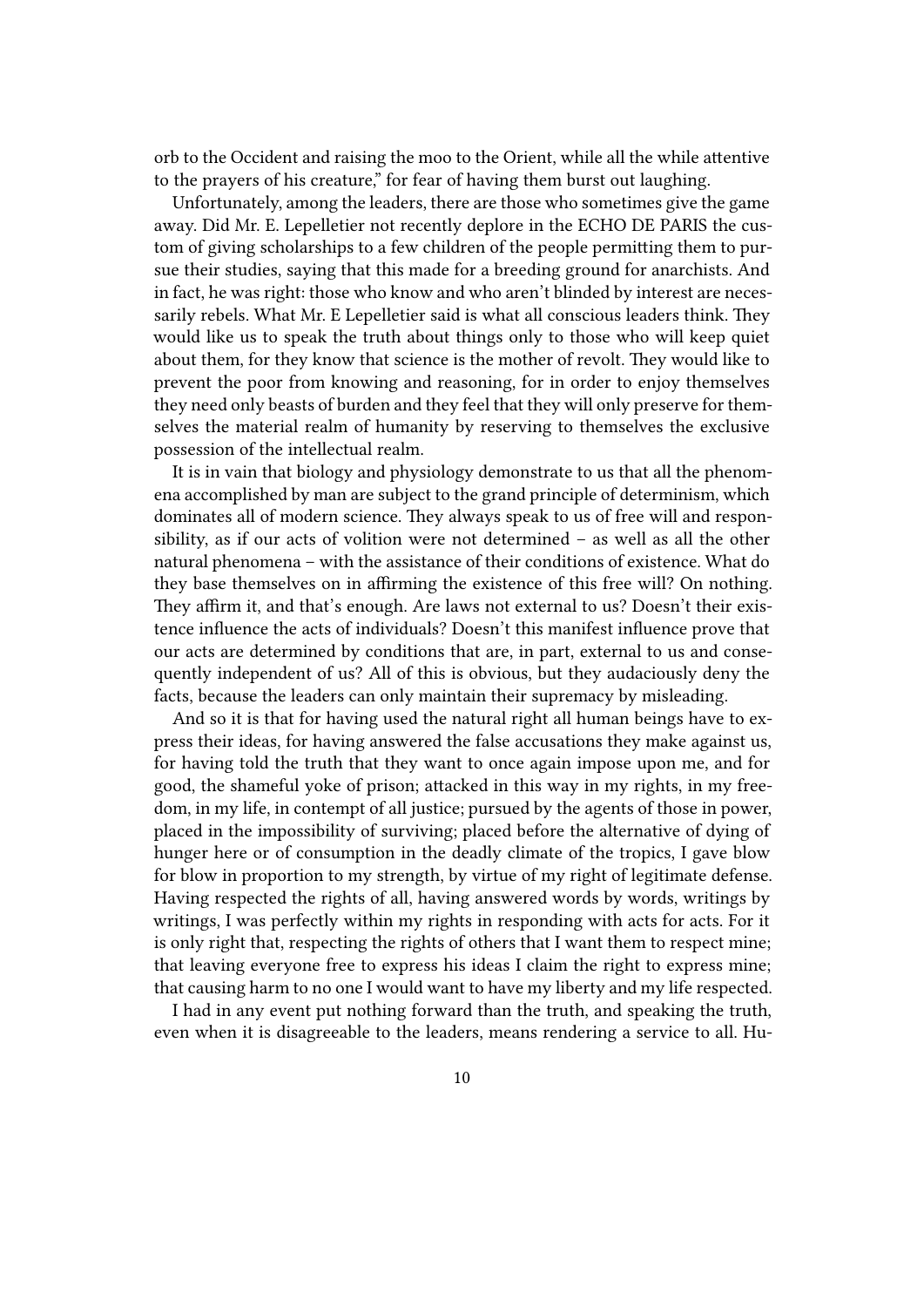orb to the Occident and raising the moo to the Orient, while all the while attentive to the prayers of his creature," for fear of having them burst out laughing.

Unfortunately, among the leaders, there are those who sometimes give the game away. Did Mr. E. Lepelletier not recently deplore in the ECHO DE PARIS the custom of giving scholarships to a few children of the people permitting them to pursue their studies, saying that this made for a breeding ground for anarchists. And in fact, he was right: those who know and who aren't blinded by interest are necessarily rebels. What Mr. E Lepelletier said is what all conscious leaders think. They would like us to speak the truth about things only to those who will keep quiet about them, for they know that science is the mother of revolt. They would like to prevent the poor from knowing and reasoning, for in order to enjoy themselves they need only beasts of burden and they feel that they will only preserve for themselves the material realm of humanity by reserving to themselves the exclusive possession of the intellectual realm.

It is in vain that biology and physiology demonstrate to us that all the phenomena accomplished by man are subject to the grand principle of determinism, which dominates all of modern science. They always speak to us of free will and responsibility, as if our acts of volition were not determined – as well as all the other natural phenomena – with the assistance of their conditions of existence. What do they base themselves on in affirming the existence of this free will? On nothing. They affirm it, and that's enough. Are laws not external to us? Doesn't their existence influence the acts of individuals? Doesn't this manifest influence prove that our acts are determined by conditions that are, in part, external to us and consequently independent of us? All of this is obvious, but they audaciously deny the facts, because the leaders can only maintain their supremacy by misleading.

And so it is that for having used the natural right all human beings have to express their ideas, for having answered the false accusations they make against us, for having told the truth that they want to once again impose upon me, and for good, the shameful yoke of prison; attacked in this way in my rights, in my freedom, in my life, in contempt of all justice; pursued by the agents of those in power, placed in the impossibility of surviving; placed before the alternative of dying of hunger here or of consumption in the deadly climate of the tropics, I gave blow for blow in proportion to my strength, by virtue of my right of legitimate defense. Having respected the rights of all, having answered words by words, writings by writings, I was perfectly within my rights in responding with acts for acts. For it is only right that, respecting the rights of others that I want them to respect mine; that leaving everyone free to express his ideas I claim the right to express mine; that causing harm to no one I would want to have my liberty and my life respected.

I had in any event put nothing forward than the truth, and speaking the truth, even when it is disagreeable to the leaders, means rendering a service to all. Hu-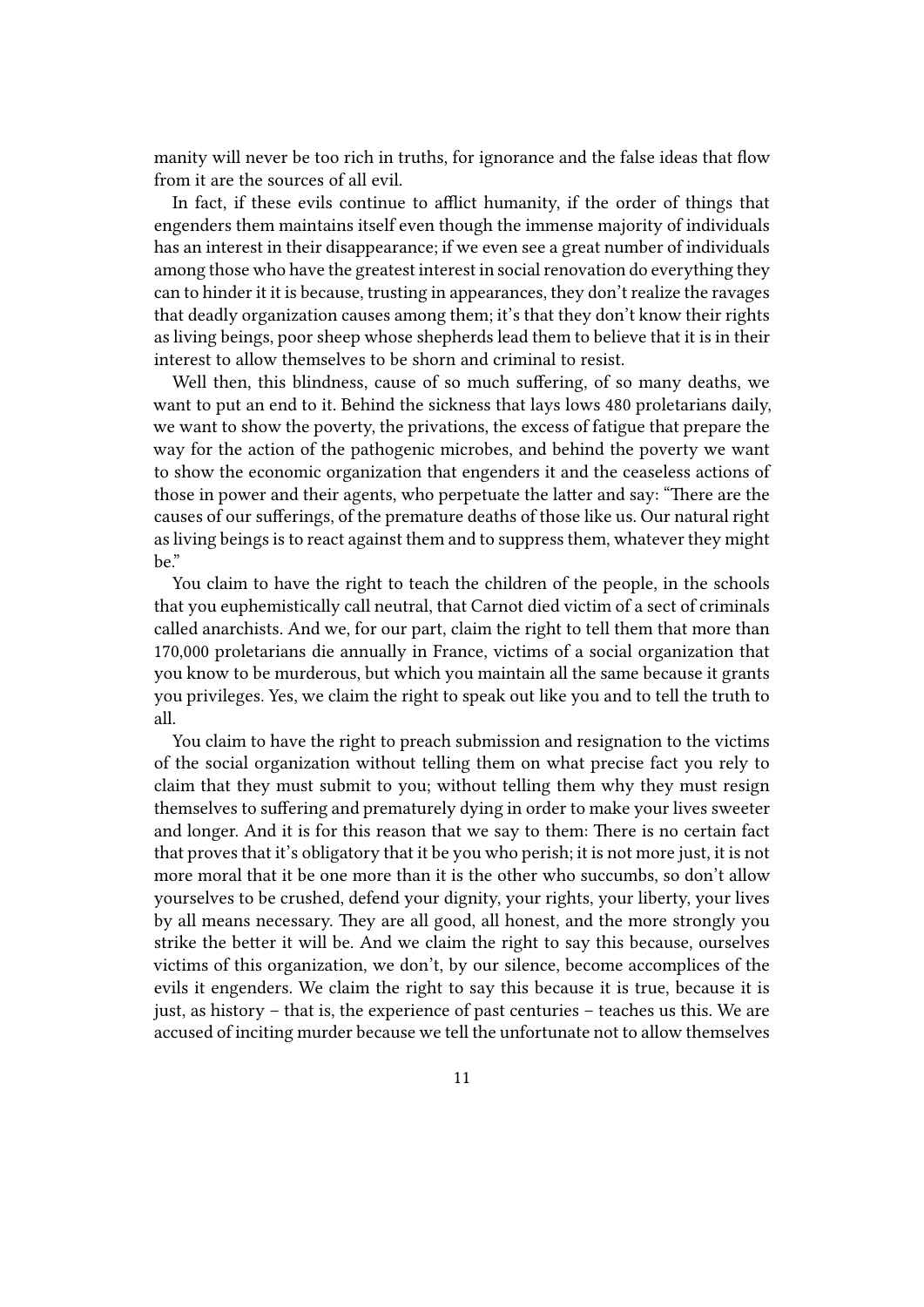manity will never be too rich in truths, for ignorance and the false ideas that flow from it are the sources of all evil.

In fact, if these evils continue to afflict humanity, if the order of things that engenders them maintains itself even though the immense majority of individuals has an interest in their disappearance; if we even see a great number of individuals among those who have the greatest interest in social renovation do everything they can to hinder it it is because, trusting in appearances, they don't realize the ravages that deadly organization causes among them; it's that they don't know their rights as living beings, poor sheep whose shepherds lead them to believe that it is in their interest to allow themselves to be shorn and criminal to resist.

Well then, this blindness, cause of so much suffering, of so many deaths, we want to put an end to it. Behind the sickness that lays lows 480 proletarians daily, we want to show the poverty, the privations, the excess of fatigue that prepare the way for the action of the pathogenic microbes, and behind the poverty we want to show the economic organization that engenders it and the ceaseless actions of those in power and their agents, who perpetuate the latter and say: "There are the causes of our sufferings, of the premature deaths of those like us. Our natural right as living beings is to react against them and to suppress them, whatever they might be."

You claim to have the right to teach the children of the people, in the schools that you euphemistically call neutral, that Carnot died victim of a sect of criminals called anarchists. And we, for our part, claim the right to tell them that more than 170,000 proletarians die annually in France, victims of a social organization that you know to be murderous, but which you maintain all the same because it grants you privileges. Yes, we claim the right to speak out like you and to tell the truth to all.

You claim to have the right to preach submission and resignation to the victims of the social organization without telling them on what precise fact you rely to claim that they must submit to you; without telling them why they must resign themselves to suffering and prematurely dying in order to make your lives sweeter and longer. And it is for this reason that we say to them: There is no certain fact that proves that it's obligatory that it be you who perish; it is not more just, it is not more moral that it be one more than it is the other who succumbs, so don't allow yourselves to be crushed, defend your dignity, your rights, your liberty, your lives by all means necessary. They are all good, all honest, and the more strongly you strike the better it will be. And we claim the right to say this because, ourselves victims of this organization, we don't, by our silence, become accomplices of the evils it engenders. We claim the right to say this because it is true, because it is just, as history – that is, the experience of past centuries – teaches us this. We are accused of inciting murder because we tell the unfortunate not to allow themselves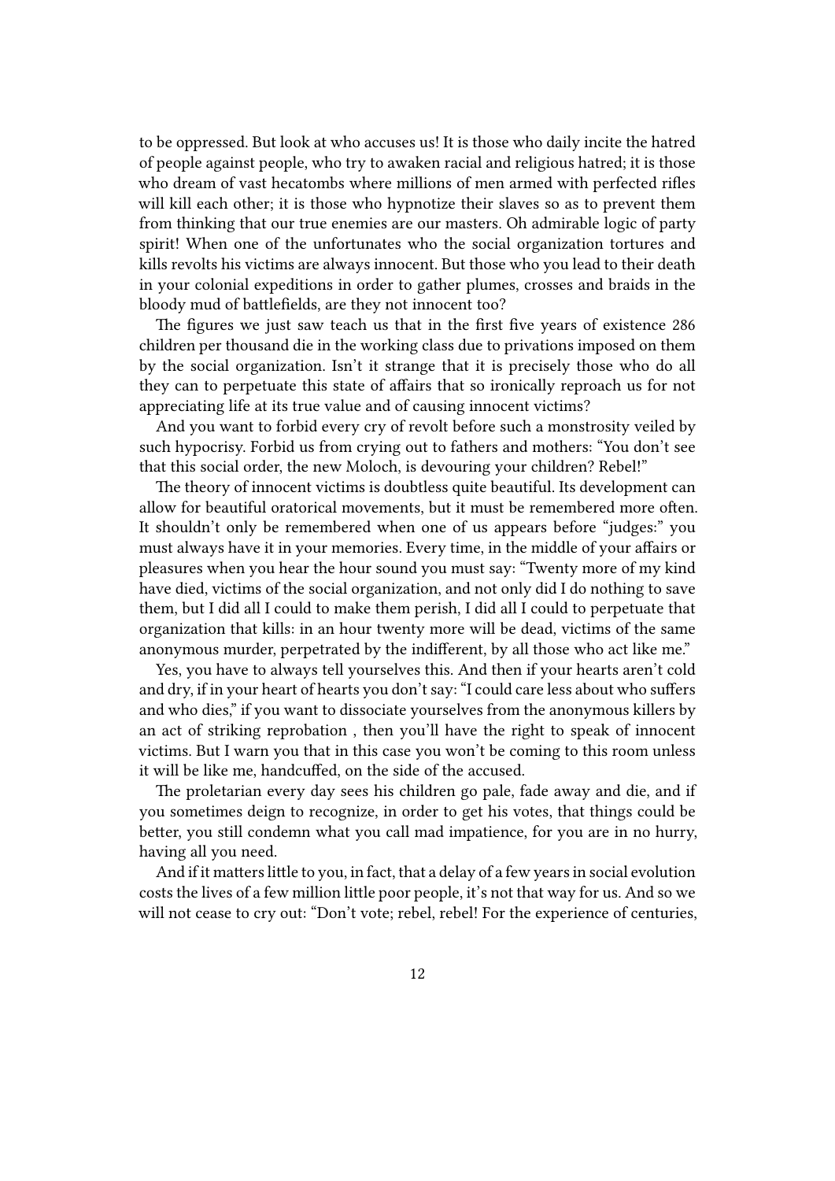to be oppressed. But look at who accuses us! It is those who daily incite the hatred of people against people, who try to awaken racial and religious hatred; it is those who dream of vast hecatombs where millions of men armed with perfected rifles will kill each other; it is those who hypnotize their slaves so as to prevent them from thinking that our true enemies are our masters. Oh admirable logic of party spirit! When one of the unfortunates who the social organization tortures and kills revolts his victims are always innocent. But those who you lead to their death in your colonial expeditions in order to gather plumes, crosses and braids in the bloody mud of battlefields, are they not innocent too?

The figures we just saw teach us that in the first five years of existence 286 children per thousand die in the working class due to privations imposed on them by the social organization. Isn't it strange that it is precisely those who do all they can to perpetuate this state of affairs that so ironically reproach us for not appreciating life at its true value and of causing innocent victims?

And you want to forbid every cry of revolt before such a monstrosity veiled by such hypocrisy. Forbid us from crying out to fathers and mothers: "You don't see that this social order, the new Moloch, is devouring your children? Rebel!"

The theory of innocent victims is doubtless quite beautiful. Its development can allow for beautiful oratorical movements, but it must be remembered more often. It shouldn't only be remembered when one of us appears before "judges:" you must always have it in your memories. Every time, in the middle of your affairs or pleasures when you hear the hour sound you must say: "Twenty more of my kind have died, victims of the social organization, and not only did I do nothing to save them, but I did all I could to make them perish, I did all I could to perpetuate that organization that kills: in an hour twenty more will be dead, victims of the same anonymous murder, perpetrated by the indifferent, by all those who act like me."

Yes, you have to always tell yourselves this. And then if your hearts aren't cold and dry, if in your heart of hearts you don't say: "I could care less about who suffers and who dies," if you want to dissociate yourselves from the anonymous killers by an act of striking reprobation , then you'll have the right to speak of innocent victims. But I warn you that in this case you won't be coming to this room unless it will be like me, handcuffed, on the side of the accused.

The proletarian every day sees his children go pale, fade away and die, and if you sometimes deign to recognize, in order to get his votes, that things could be better, you still condemn what you call mad impatience, for you are in no hurry, having all you need.

And if it matters little to you, in fact, that a delay of a few years in social evolution costs the lives of a few million little poor people, it's not that way for us. And so we will not cease to cry out: "Don't vote; rebel, rebel! For the experience of centuries,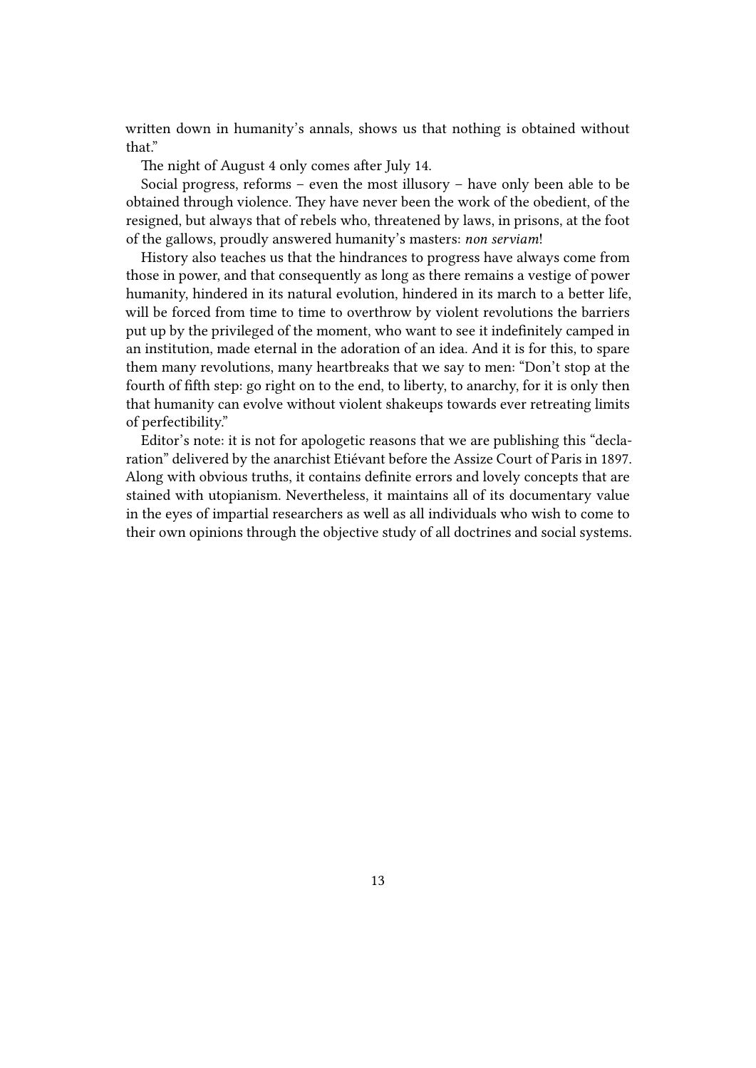written down in humanity's annals, shows us that nothing is obtained without that."

The night of August 4 only comes after July 14.

Social progress, reforms – even the most illusory – have only been able to be obtained through violence. They have never been the work of the obedient, of the resigned, but always that of rebels who, threatened by laws, in prisons, at the foot of the gallows, proudly answered humanity's masters: *non serviam*!

History also teaches us that the hindrances to progress have always come from those in power, and that consequently as long as there remains a vestige of power humanity, hindered in its natural evolution, hindered in its march to a better life, will be forced from time to time to overthrow by violent revolutions the barriers put up by the privileged of the moment, who want to see it indefinitely camped in an institution, made eternal in the adoration of an idea. And it is for this, to spare them many revolutions, many heartbreaks that we say to men: "Don't stop at the fourth of fifth step: go right on to the end, to liberty, to anarchy, for it is only then that humanity can evolve without violent shakeups towards ever retreating limits of perfectibility."

Editor's note: it is not for apologetic reasons that we are publishing this "declaration" delivered by the anarchist Etiévant before the Assize Court of Paris in 1897. Along with obvious truths, it contains definite errors and lovely concepts that are stained with utopianism. Nevertheless, it maintains all of its documentary value in the eyes of impartial researchers as well as all individuals who wish to come to their own opinions through the objective study of all doctrines and social systems.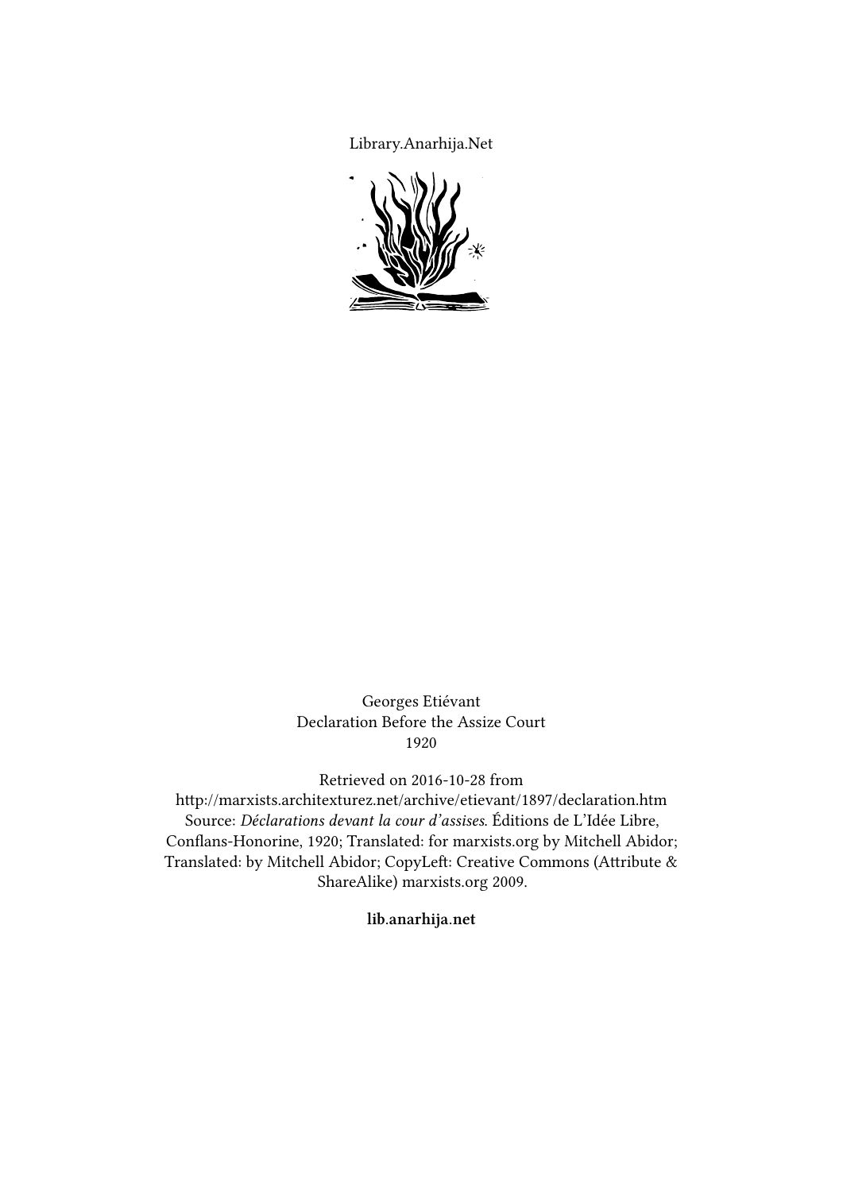Library.Anarhija.Net

Georges Etiévant
Declaration Before the Assize Court
1920

Retrieved on 2016-10-28 from
http://marxists.architexturez.net/archive/etievant/1897/declaration.htm
Source: *Déclarations devant la cour d'assises*. Éditions de L'Idée Libre, Conflans-Honorine, 1920; Translated: for marxists.org by Mitchell Abidor; Translated: by Mitchell Abidor; CopyLeft: Creative Commons (Attribute & ShareAlike) marxists.org 2009.

**lib.anarhija.net**